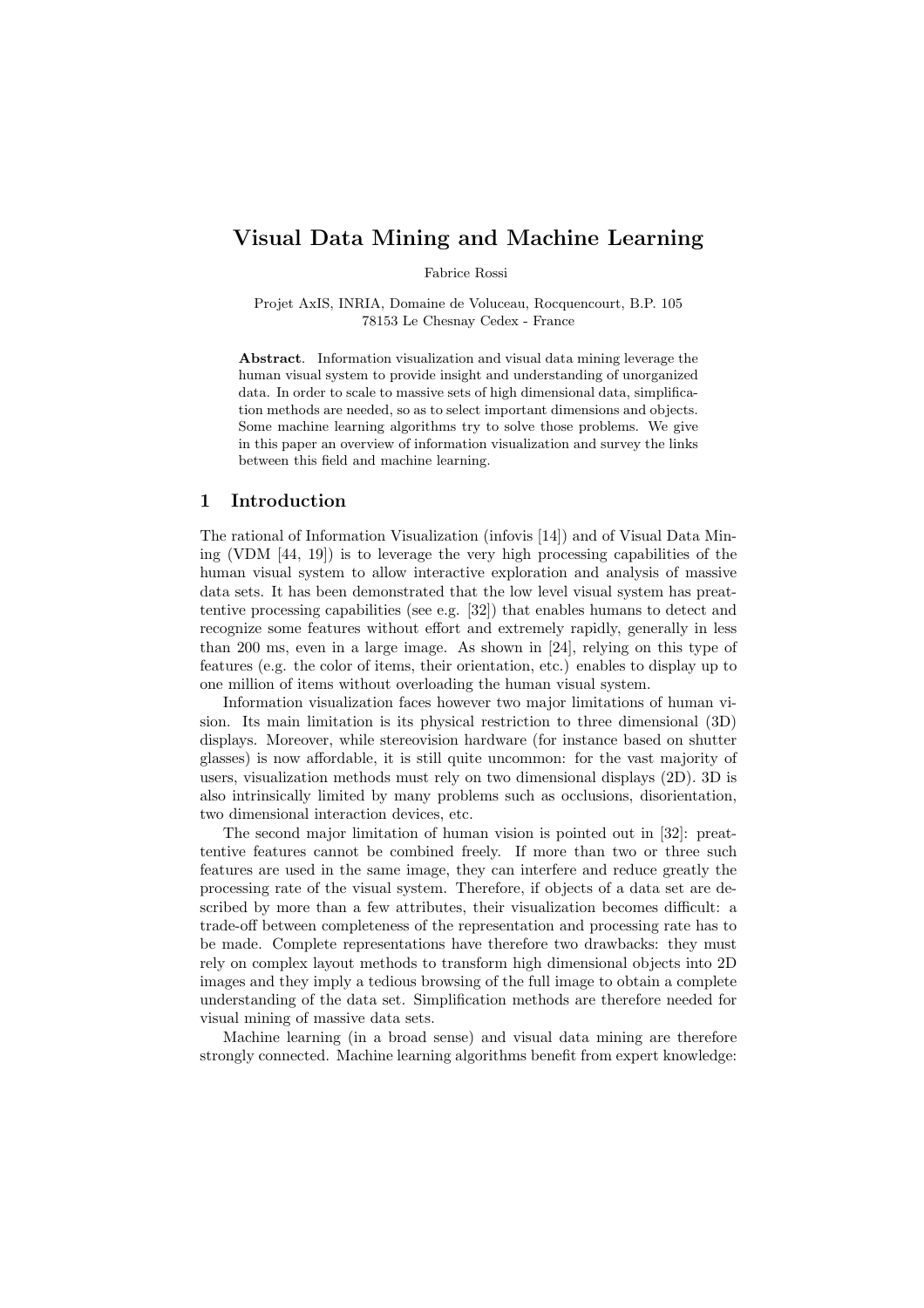# Visual Data Mining and Machine Learning

Fabrice Rossi

Projet AxIS, INRIA, Domaine de Voluceau, Rocquencourt, B.P. 105
78153 Le Chesnay Cedex - France

**Abstract**. Information visualization and visual data mining leverage the human visual system to provide insight and understanding of unorganized data. In order to scale to massive sets of high dimensional data, simplification methods are needed, so as to select important dimensions and objects. Some machine learning algorithms try to solve those problems. We give in this paper an overview of information visualization and survey the links between this field and machine learning.

## 1 Introduction

The rational of Information Visualization (infovis [14]) and of Visual Data Mining (VDM [44, 19]) is to leverage the very high processing capabilities of the human visual system to allow interactive exploration and analysis of massive data sets. It has been demonstrated that the low level visual system has preattentive processing capabilities (see e.g. [32]) that enables humans to detect and recognize some features without effort and extremely rapidly, generally in less than 200 ms, even in a large image. As shown in [24], relying on this type of features (e.g. the color of items, their orientation, etc.) enables to display up to one million of items without overloading the human visual system.

Information visualization faces however two major limitations of human vision. Its main limitation is its physical restriction to three dimensional (3D) displays. Moreover, while stereovision hardware (for instance based on shutter glasses) is now affordable, it is still quite uncommon: for the vast majority of users, visualization methods must rely on two dimensional displays (2D). 3D is also intrinsically limited by many problems such as occlusions, disorientation, two dimensional interaction devices, etc.

The second major limitation of human vision is pointed out in [32]: preattentive features cannot be combined freely. If more than two or three such features are used in the same image, they can interfere and reduce greatly the processing rate of the visual system. Therefore, if objects of a data set are described by more than a few attributes, their visualization becomes difficult: a trade-off between completeness of the representation and processing rate has to be made. Complete representations have therefore two drawbacks: they must rely on complex layout methods to transform high dimensional objects into 2D images and they imply a tedious browsing of the full image to obtain a complete understanding of the data set. Simplification methods are therefore needed for visual mining of massive data sets.

Machine learning (in a broad sense) and visual data mining are therefore strongly connected. Machine learning algorithms benefit from expert knowledge: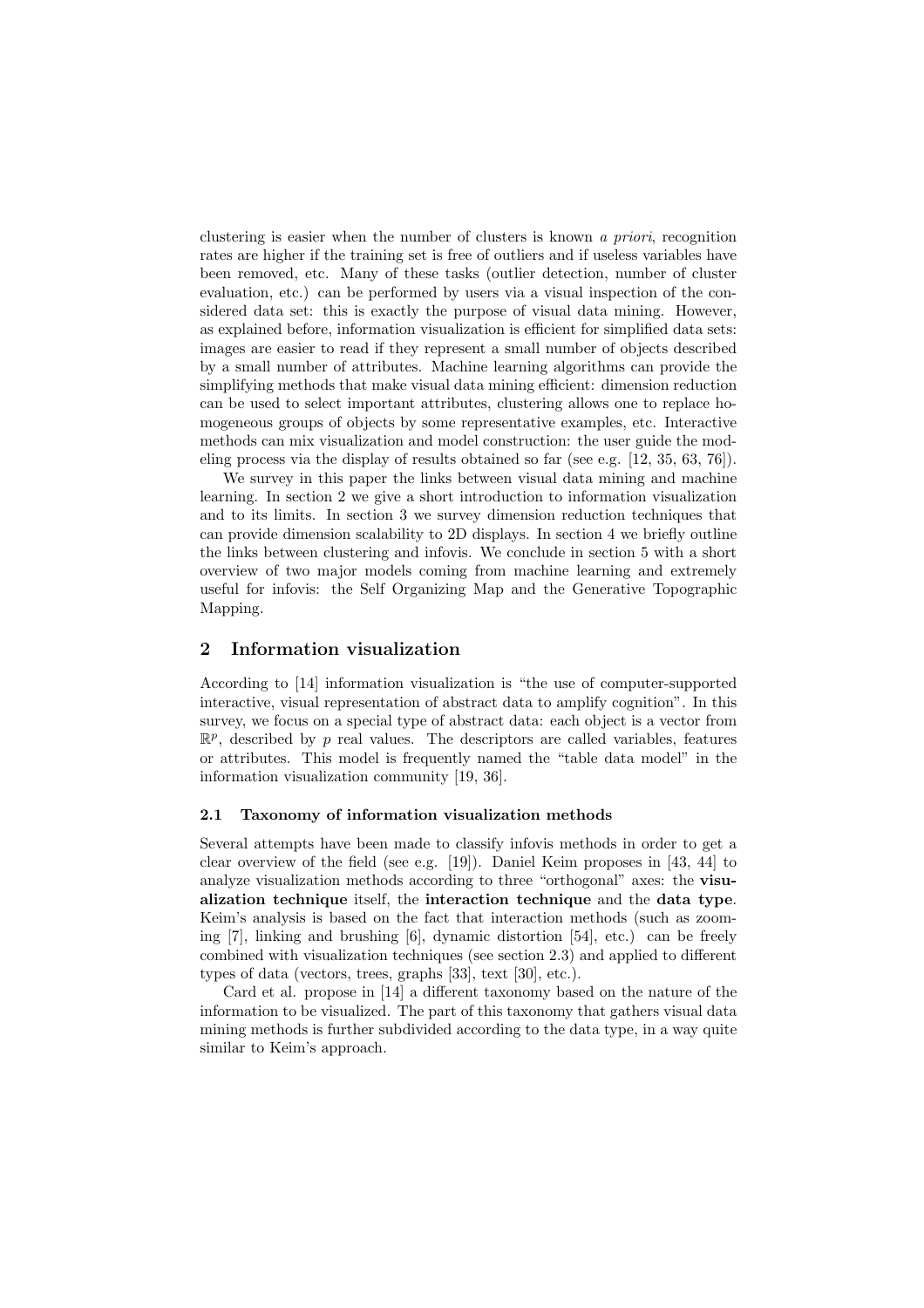clustering is easier when the number of clusters is known *a priori*, recognition rates are higher if the training set is free of outliers and if useless variables have been removed, etc. Many of these tasks (outlier detection, number of cluster evaluation, etc.) can be performed by users via a visual inspection of the considered data set: this is exactly the purpose of visual data mining. However, as explained before, information visualization is efficient for simplified data sets: images are easier to read if they represent a small number of objects described by a small number of attributes. Machine learning algorithms can provide the simplifying methods that make visual data mining efficient: dimension reduction can be used to select important attributes, clustering allows one to replace homogeneous groups of objects by some representative examples, etc. Interactive methods can mix visualization and model construction: the user guide the modeling process via the display of results obtained so far (see e.g. [12, 35, 63, 76]).

We survey in this paper the links between visual data mining and machine learning. In section 2 we give a short introduction to information visualization and to its limits. In section 3 we survey dimension reduction techniques that can provide dimension scalability to 2D displays. In section 4 we briefly outline the links between clustering and infovis. We conclude in section 5 with a short overview of two major models coming from machine learning and extremely useful for infovis: the Self Organizing Map and the Generative Topographic Mapping.

## 2 Information visualization

According to [14] information visualization is "the use of computer-supported interactive, visual representation of abstract data to amplify cognition". In this survey, we focus on a special type of abstract data: each object is a vector from $\mathbb{R}^p$, described by $p$ real values. The descriptors are called variables, features or attributes. This model is frequently named the "table data model" in the information visualization community [19, 36].

### 2.1 Taxonomy of information visualization methods

Several attempts have been made to classify infovis methods in order to get a clear overview of the field (see e.g. [19]). Daniel Keim proposes in [43, 44] to analyze visualization methods according to three "orthogonal" axes: the **visualization technique** itself, the **interaction technique** and the **data type**. Keim's analysis is based on the fact that interaction methods (such as zooming [7], linking and brushing [6], dynamic distortion [54], etc.) can be freely combined with visualization techniques (see section 2.3) and applied to different types of data (vectors, trees, graphs [33], text [30], etc.).

Card et al. propose in [14] a different taxonomy based on the nature of the information to be visualized. The part of this taxonomy that gathers visual data mining methods is further subdivided according to the data type, in a way quite similar to Keim's approach.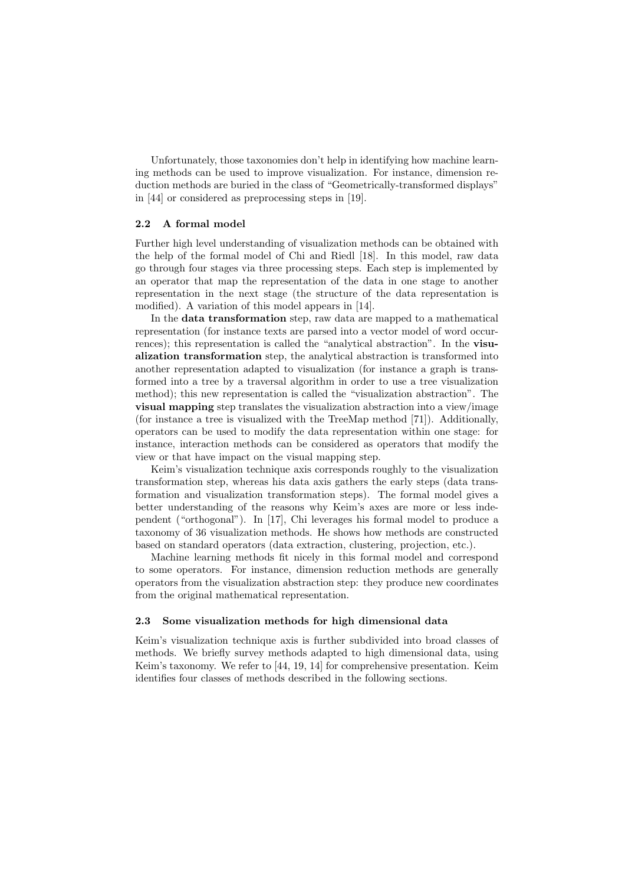Unfortunately, those taxonomies don't help in identifying how machine learning methods can be used to improve visualization. For instance, dimension reduction methods are buried in the class of "Geometrically-transformed displays" in [44] or considered as preprocessing steps in [19].

### 2.2 A formal model

Further high level understanding of visualization methods can be obtained with the help of the formal model of Chi and Riedl [18]. In this model, raw data go through four stages via three processing steps. Each step is implemented by an operator that map the representation of the data in one stage to another representation in the next stage (the structure of the data representation is modified). A variation of this model appears in [14].

In the **data transformation** step, raw data are mapped to a mathematical representation (for instance texts are parsed into a vector model of word occurrences); this representation is called the "analytical abstraction". In the **visualization transformation** step, the analytical abstraction is transformed into another representation adapted to visualization (for instance a graph is transformed into a tree by a traversal algorithm in order to use a tree visualization method); this new representation is called the "visualization abstraction". The **visual mapping** step translates the visualization abstraction into a view/image (for instance a tree is visualized with the TreeMap method [71]). Additionally, operators can be used to modify the data representation within one stage: for instance, interaction methods can be considered as operators that modify the view or that have impact on the visual mapping step.

Keim's visualization technique axis corresponds roughly to the visualization transformation step, whereas his data axis gathers the early steps (data transformation and visualization transformation steps). The formal model gives a better understanding of the reasons why Keim's axes are more or less independent ("orthogonal"). In [17], Chi leverages his formal model to produce a taxonomy of 36 visualization methods. He shows how methods are constructed based on standard operators (data extraction, clustering, projection, etc.).

Machine learning methods fit nicely in this formal model and correspond to some operators. For instance, dimension reduction methods are generally operators from the visualization abstraction step: they produce new coordinates from the original mathematical representation.

### 2.3 Some visualization methods for high dimensional data

Keim's visualization technique axis is further subdivided into broad classes of methods. We briefly survey methods adapted to high dimensional data, using Keim's taxonomy. We refer to [44, 19, 14] for comprehensive presentation. Keim identifies four classes of methods described in the following sections.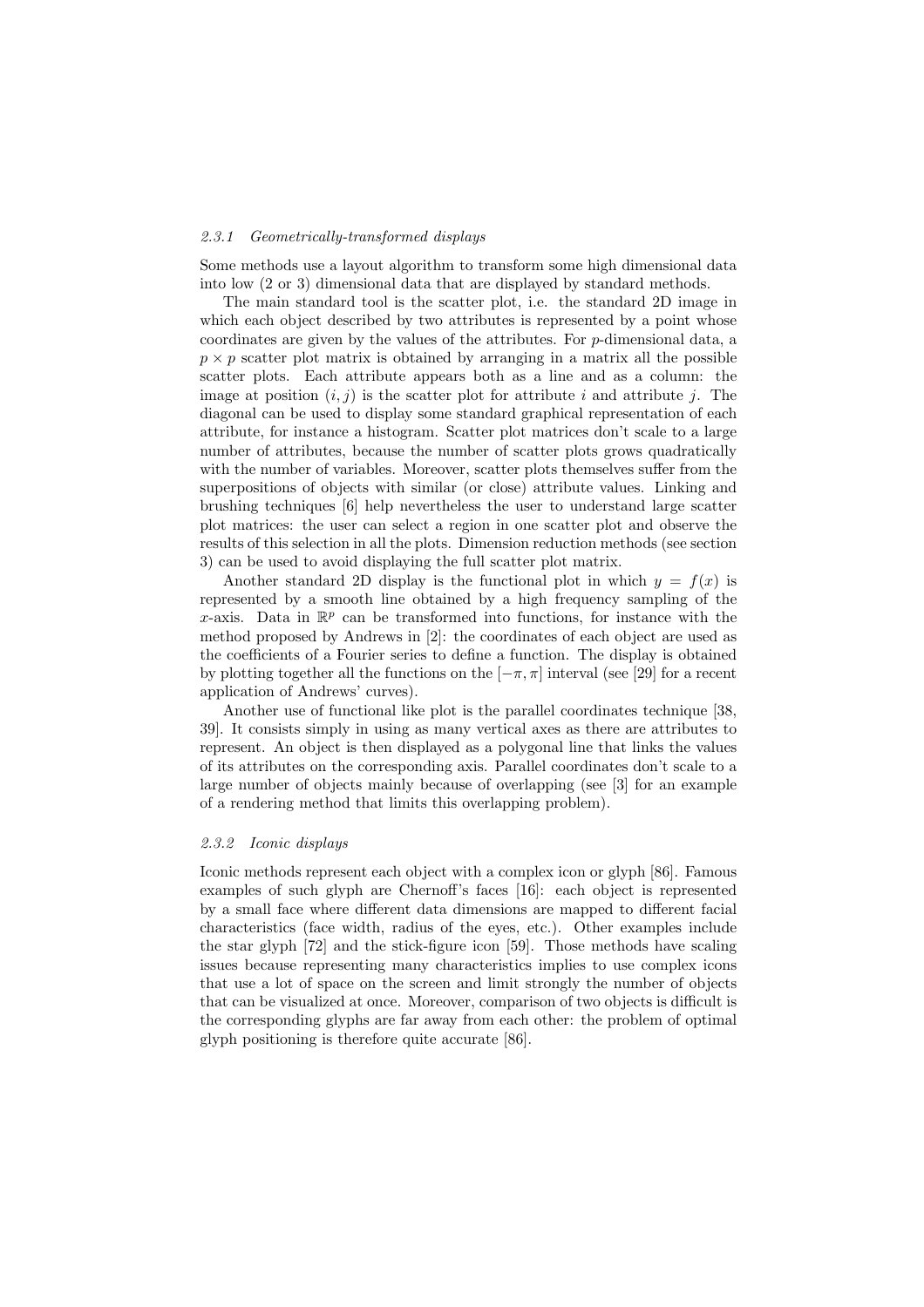#### *2.3.1 Geometrically-transformed displays*

Some methods use a layout algorithm to transform some high dimensional data into low (2 or 3) dimensional data that are displayed by standard methods.

The main standard tool is the scatter plot, i.e. the standard 2D image in which each object described by two attributes is represented by a point whose coordinates are given by the values of the attributes. For $p$-dimensional data, a $p \times p$ scatter plot matrix is obtained by arranging in a matrix all the possible scatter plots. Each attribute appears both as a line and as a column: the image at position $(i, j)$ is the scatter plot for attribute $i$ and attribute $j$. The diagonal can be used to display some standard graphical representation of each attribute, for instance a histogram. Scatter plot matrices don't scale to a large number of attributes, because the number of scatter plots grows quadratically with the number of variables. Moreover, scatter plots themselves suffer from the superpositions of objects with similar (or close) attribute values. Linking and brushing techniques [6] help nevertheless the user to understand large scatter plot matrices: the user can select a region in one scatter plot and observe the results of this selection in all the plots. Dimension reduction methods (see section 3) can be used to avoid displaying the full scatter plot matrix.

Another standard 2D display is the functional plot in which $y = f(x)$ is represented by a smooth line obtained by a high frequency sampling of the $x$-axis. Data in $\mathbb{R}^p$ can be transformed into functions, for instance with the method proposed by Andrews in [2]: the coordinates of each object are used as the coefficients of a Fourier series to define a function. The display is obtained by plotting together all the functions on the $[-\pi, \pi]$ interval (see [29] for a recent application of Andrews' curves).

Another use of functional like plot is the parallel coordinates technique [38, 39]. It consists simply in using as many vertical axes as there are attributes to represent. An object is then displayed as a polygonal line that links the values of its attributes on the corresponding axis. Parallel coordinates don't scale to a large number of objects mainly because of overlapping (see [3] for an example of a rendering method that limits this overlapping problem).

#### *2.3.2 Iconic displays*

Iconic methods represent each object with a complex icon or glyph [86]. Famous examples of such glyph are Chernoff's faces [16]: each object is represented by a small face where different data dimensions are mapped to different facial characteristics (face width, radius of the eyes, etc.). Other examples include the star glyph [72] and the stick-figure icon [59]. Those methods have scaling issues because representing many characteristics implies to use complex icons that use a lot of space on the screen and limit strongly the number of objects that can be visualized at once. Moreover, comparison of two objects is difficult is the corresponding glyphs are far away from each other: the problem of optimal glyph positioning is therefore quite accurate [86].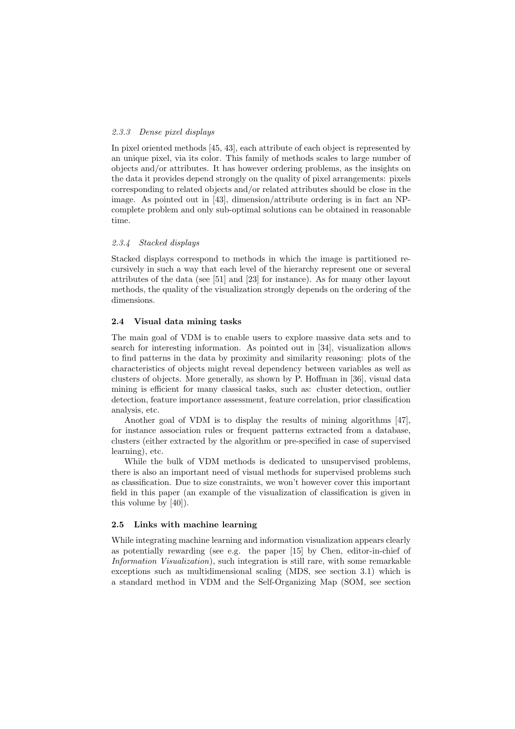#### 2.3.3 *Dense pixel displays*

In pixel oriented methods [45, 43], each attribute of each object is represented by an unique pixel, via its color. This family of methods scales to large number of objects and/or attributes. It has however ordering problems, as the insights on the data it provides depend strongly on the quality of pixel arrangements: pixels corresponding to related objects and/or related attributes should be close in the image. As pointed out in [43], dimension/attribute ordering is in fact an NP-complete problem and only sub-optimal solutions can be obtained in reasonable time.

#### 2.3.4 *Stacked displays*

Stacked displays correspond to methods in which the image is partitioned recursively in such a way that each level of the hierarchy represent one or several attributes of the data (see [51] and [23] for instance). As for many other layout methods, the quality of the visualization strongly depends on the ordering of the dimensions.

### 2.4 Visual data mining tasks

The main goal of VDM is to enable users to explore massive data sets and to search for interesting information. As pointed out in [34], visualization allows to find patterns in the data by proximity and similarity reasoning: plots of the characteristics of objects might reveal dependency between variables as well as clusters of objects. More generally, as shown by P. Hoffman in [36], visual data mining is efficient for many classical tasks, such as: cluster detection, outlier detection, feature importance assessment, feature correlation, prior classification analysis, etc.

Another goal of VDM is to display the results of mining algorithms [47], for instance association rules or frequent patterns extracted from a database, clusters (either extracted by the algorithm or pre-specified in case of supervised learning), etc.

While the bulk of VDM methods is dedicated to unsupervised problems, there is also an important need of visual methods for supervised problems such as classification. Due to size constraints, we won't however cover this important field in this paper (an example of the visualization of classification is given in this volume by [40]).

### 2.5 Links with machine learning

While integrating machine learning and information visualization appears clearly as potentially rewarding (see e.g. the paper [15] by Chen, editor-in-chief of *Information Visualization*), such integration is still rare, with some remarkable exceptions such as multidimensional scaling (MDS, see section 3.1) which is a standard method in VDM and the Self-Organizing Map (SOM, see section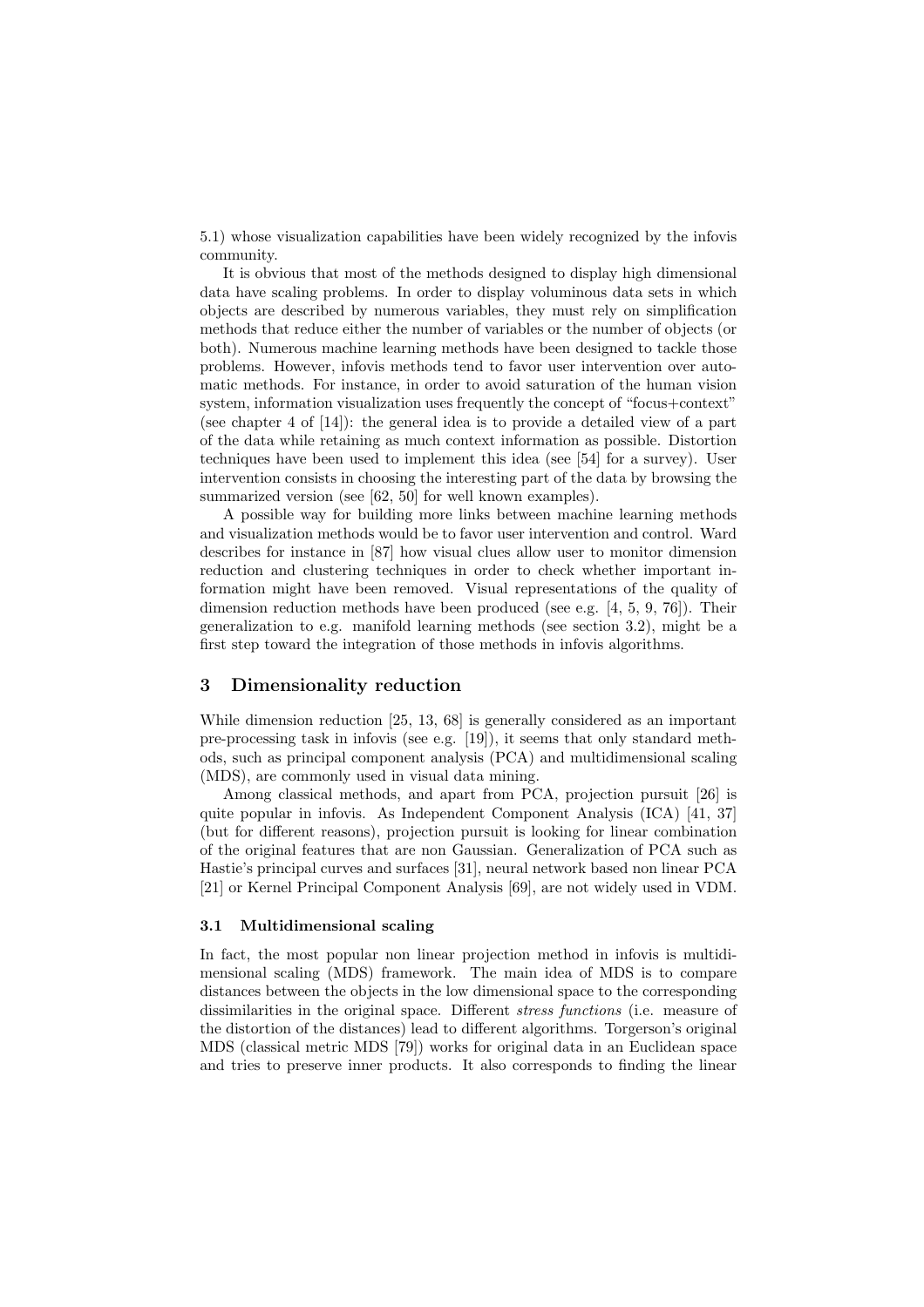5.1) whose visualization capabilities have been widely recognized by the infovis community.

It is obvious that most of the methods designed to display high dimensional data have scaling problems. In order to display voluminous data sets in which objects are described by numerous variables, they must rely on simplification methods that reduce either the number of variables or the number of objects (or both). Numerous machine learning methods have been designed to tackle those problems. However, infovis methods tend to favor user intervention over automatic methods. For instance, in order to avoid saturation of the human vision system, information visualization uses frequently the concept of "focus+context" (see chapter 4 of [14]): the general idea is to provide a detailed view of a part of the data while retaining as much context information as possible. Distortion techniques have been used to implement this idea (see [54] for a survey). User intervention consists in choosing the interesting part of the data by browsing the summarized version (see [62, 50] for well known examples).

A possible way for building more links between machine learning methods and visualization methods would be to favor user intervention and control. Ward describes for instance in [87] how visual clues allow user to monitor dimension reduction and clustering techniques in order to check whether important information might have been removed. Visual representations of the quality of dimension reduction methods have been produced (see e.g. [4, 5, 9, 76]). Their generalization to e.g. manifold learning methods (see section 3.2), might be a first step toward the integration of those methods in infovis algorithms.

## 3 Dimensionality reduction

While dimension reduction [25, 13, 68] is generally considered as an important pre-processing task in infovis (see e.g. [19]), it seems that only standard methods, such as principal component analysis (PCA) and multidimensional scaling (MDS), are commonly used in visual data mining.

Among classical methods, and apart from PCA, projection pursuit [26] is quite popular in infovis. As Independent Component Analysis (ICA) [41, 37] (but for different reasons), projection pursuit is looking for linear combination of the original features that are non Gaussian. Generalization of PCA such as Hastie's principal curves and surfaces [31], neural network based non linear PCA [21] or Kernel Principal Component Analysis [69], are not widely used in VDM.

### 3.1 Multidimensional scaling

In fact, the most popular non linear projection method in infovis is multidimensional scaling (MDS) framework. The main idea of MDS is to compare distances between the objects in the low dimensional space to the corresponding dissimilarities in the original space. Different *stress functions* (i.e. measure of the distortion of the distances) lead to different algorithms. Torgerson's original MDS (classical metric MDS [79]) works for original data in an Euclidean space and tries to preserve inner products. It also corresponds to finding the linear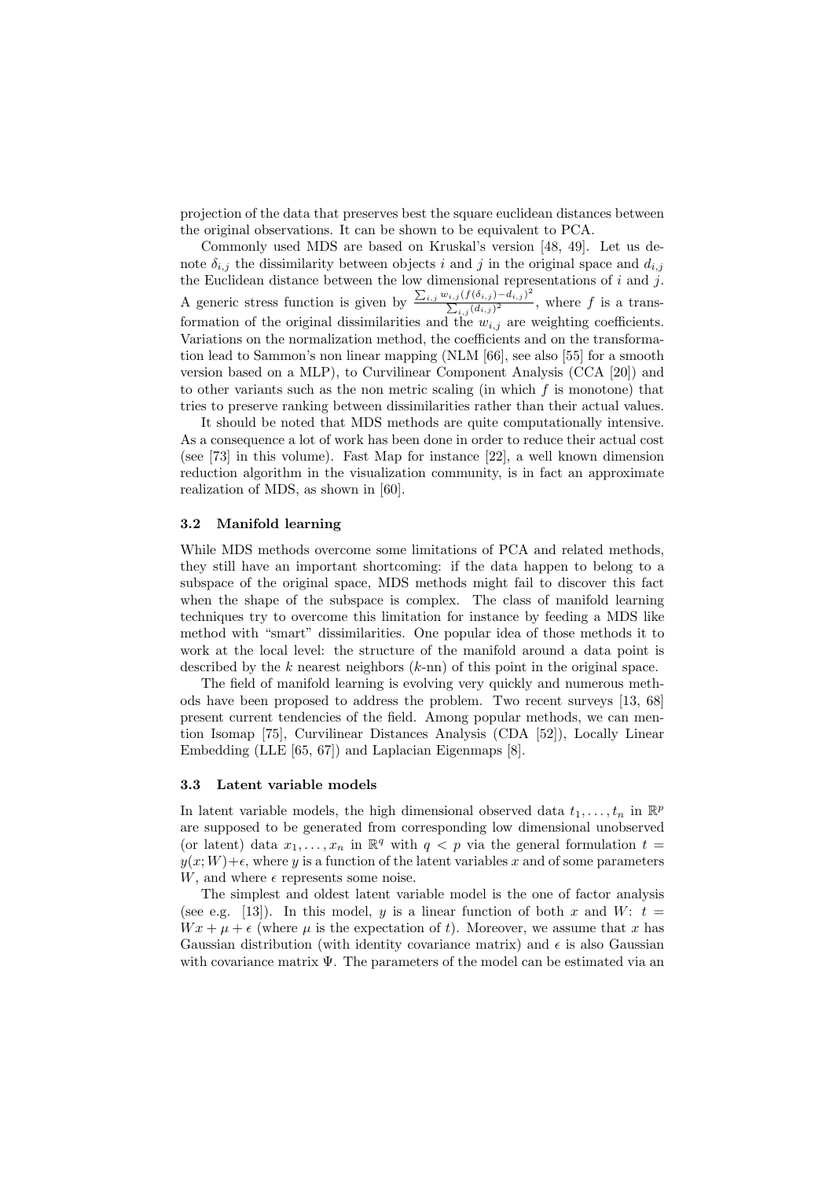projection of the data that preserves best the square euclidean distances between the original observations. It can be shown to be equivalent to PCA.

Commonly used MDS are based on Kruskal's version [48, 49]. Let us denote $\delta_{i,j}$ the dissimilarity between objects $i$ and $j$ in the original space and $d_{i,j}$ the Euclidean distance between the low dimensional representations of $i$ and $j$. A generic stress function is given by $\frac{\sum_{i,j} w_{i,j}(f(\delta_{i,j})-d_{i,j})^2}{\sum_{i,j}(d_{i,j})^2}$, where $f$ is a transformation of the original dissimilarities and the $w_{i,j}$ are weighting coefficients. Variations on the normalization method, the coefficients and on the transformation lead to Sammon's non linear mapping (NLM [66], see also [55] for a smooth version based on a MLP), to Curvilinear Component Analysis (CCA [20]) and to other variants such as the non metric scaling (in which $f$ is monotone) that tries to preserve ranking between dissimilarities rather than their actual values.

It should be noted that MDS methods are quite computationally intensive. As a consequence a lot of work has been done in order to reduce their actual cost (see [73] in this volume). Fast Map for instance [22], a well known dimension reduction algorithm in the visualization community, is in fact an approximate realization of MDS, as shown in [60].

### 3.2 Manifold learning

While MDS methods overcome some limitations of PCA and related methods, they still have an important shortcoming: if the data happen to belong to a subspace of the original space, MDS methods might fail to discover this fact when the shape of the subspace is complex. The class of manifold learning techniques try to overcome this limitation for instance by feeding a MDS like method with "smart" dissimilarities. One popular idea of those methods it to work at the local level: the structure of the manifold around a data point is described by the $k$ nearest neighbors ($k$-nn) of this point in the original space.

The field of manifold learning is evolving very quickly and numerous methods have been proposed to address the problem. Two recent surveys [13, 68] present current tendencies of the field. Among popular methods, we can mention Isomap [75], Curvilinear Distances Analysis (CDA [52]), Locally Linear Embedding (LLE [65, 67]) and Laplacian Eigenmaps [8].

### 3.3 Latent variable models

In latent variable models, the high dimensional observed data $t_1, \ldots, t_n$ in $\mathbb{R}^p$ are supposed to be generated from corresponding low dimensional unobserved (or latent) data $x_1, \ldots, x_n$ in $\mathbb{R}^q$ with $q < p$ via the general formulation $t = y(x; W) + \epsilon$, where $y$ is a function of the latent variables $x$ and of some parameters $W$, and where $\epsilon$ represents some noise.

The simplest and oldest latent variable model is the one of factor analysis (see e.g. [13]). In this model, $y$ is a linear function of both $x$ and $W$: $t = Wx + \mu + \epsilon$ (where $\mu$ is the expectation of $t$). Moreover, we assume that $x$ has Gaussian distribution (with identity covariance matrix) and $\epsilon$ is also Gaussian with covariance matrix $\Psi$. The parameters of the model can be estimated via an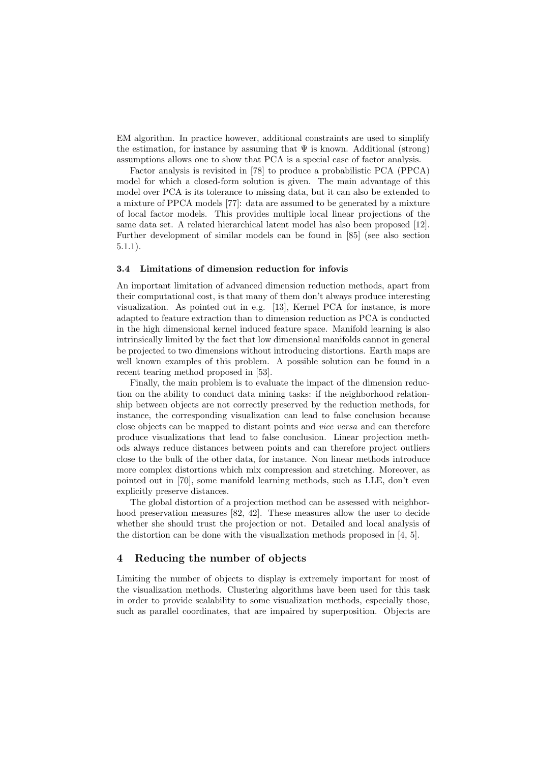EM algorithm. In practice however, additional constraints are used to simplify the estimation, for instance by assuming that $\Psi$ is known. Additional (strong) assumptions allows one to show that PCA is a special case of factor analysis.

Factor analysis is revisited in [78] to produce a probabilistic PCA (PPCA) model for which a closed-form solution is given. The main advantage of this model over PCA is its tolerance to missing data, but it can also be extended to a mixture of PPCA models [77]: data are assumed to be generated by a mixture of local factor models. This provides multiple local linear projections of the same data set. A related hierarchical latent model has also been proposed [12]. Further development of similar models can be found in [85] (see also section 5.1.1).

### 3.4 Limitations of dimension reduction for infovis

An important limitation of advanced dimension reduction methods, apart from their computational cost, is that many of them don't always produce interesting visualization. As pointed out in e.g. [13], Kernel PCA for instance, is more adapted to feature extraction than to dimension reduction as PCA is conducted in the high dimensional kernel induced feature space. Manifold learning is also intrinsically limited by the fact that low dimensional manifolds cannot in general be projected to two dimensions without introducing distortions. Earth maps are well known examples of this problem. A possible solution can be found in a recent tearing method proposed in [53].

Finally, the main problem is to evaluate the impact of the dimension reduction on the ability to conduct data mining tasks: if the neighborhood relationship between objects are not correctly preserved by the reduction methods, for instance, the corresponding visualization can lead to false conclusion because close objects can be mapped to distant points and *vice versa* and can therefore produce visualizations that lead to false conclusion. Linear projection methods always reduce distances between points and can therefore project outliers close to the bulk of the other data, for instance. Non linear methods introduce more complex distortions which mix compression and stretching. Moreover, as pointed out in [70], some manifold learning methods, such as LLE, don't even explicitly preserve distances.

The global distortion of a projection method can be assessed with neighborhood preservation measures [82, 42]. These measures allow the user to decide whether she should trust the projection or not. Detailed and local analysis of the distortion can be done with the visualization methods proposed in [4, 5].

## 4 Reducing the number of objects

Limiting the number of objects to display is extremely important for most of the visualization methods. Clustering algorithms have been used for this task in order to provide scalability to some visualization methods, especially those, such as parallel coordinates, that are impaired by superposition. Objects are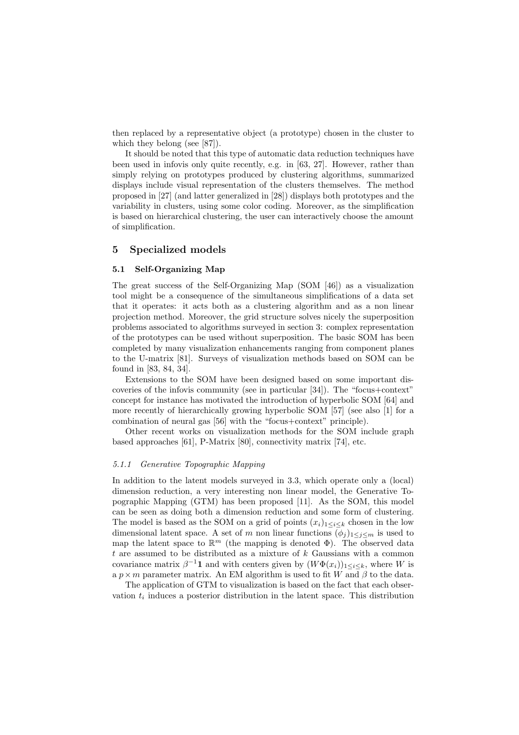then replaced by a representative object (a prototype) chosen in the cluster to which they belong (see [87]).

It should be noted that this type of automatic data reduction techniques have been used in infovis only quite recently, e.g. in [63, 27]. However, rather than simply relying on prototypes produced by clustering algorithms, summarized displays include visual representation of the clusters themselves. The method proposed in [27] (and latter generalized in [28]) displays both prototypes and the variability in clusters, using some color coding. Moreover, as the simplification is based on hierarchical clustering, the user can interactively choose the amount of simplification.

## 5 Specialized models

### 5.1 Self-Organizing Map

The great success of the Self-Organizing Map (SOM [46]) as a visualization tool might be a consequence of the simultaneous simplifications of a data set that it operates: it acts both as a clustering algorithm and as a non linear projection method. Moreover, the grid structure solves nicely the superposition problems associated to algorithms surveyed in section 3: complex representation of the prototypes can be used without superposition. The basic SOM has been completed by many visualization enhancements ranging from component planes to the U-matrix [81]. Surveys of visualization methods based on SOM can be found in [83, 84, 34].

Extensions to the SOM have been designed based on some important discoveries of the infovis community (see in particular [34]). The "focus+context" concept for instance has motivated the introduction of hyperbolic SOM [64] and more recently of hierarchically growing hyperbolic SOM [57] (see also [1] for a combination of neural gas [56] with the "focus+context" principle).

Other recent works on visualization methods for the SOM include graph based approaches [61], P-Matrix [80], connectivity matrix [74], etc.

#### *5.1.1 Generative Topographic Mapping*

In addition to the latent models surveyed in 3.3, which operate only a (local) dimension reduction, a very interesting non linear model, the Generative Topographic Mapping (GTM) has been proposed [11]. As the SOM, this model can be seen as doing both a dimension reduction and some form of clustering. The model is based as the SOM on a grid of points $(x_i)_{1\leq i\leq k}$ chosen in the low dimensional latent space. A set of $m$ non linear functions $(\phi_j)_{1\leq j\leq m}$ is used to map the latent space to $\mathbb{R}^m$ (the mapping is denoted $\Phi$). The observed data $t$ are assumed to be distributed as a mixture of $k$ Gaussians with a common covariance matrix $\beta^{-1}\mathbf{1}$ and with centers given by $(W\Phi(x_i))_{1\leq i\leq k}$, where $W$ is a $p\times m$ parameter matrix. An EM algorithm is used to fit $W$ and $\beta$ to the data.

The application of GTM to visualization is based on the fact that each observation $t_i$ induces a posterior distribution in the latent space. This distribution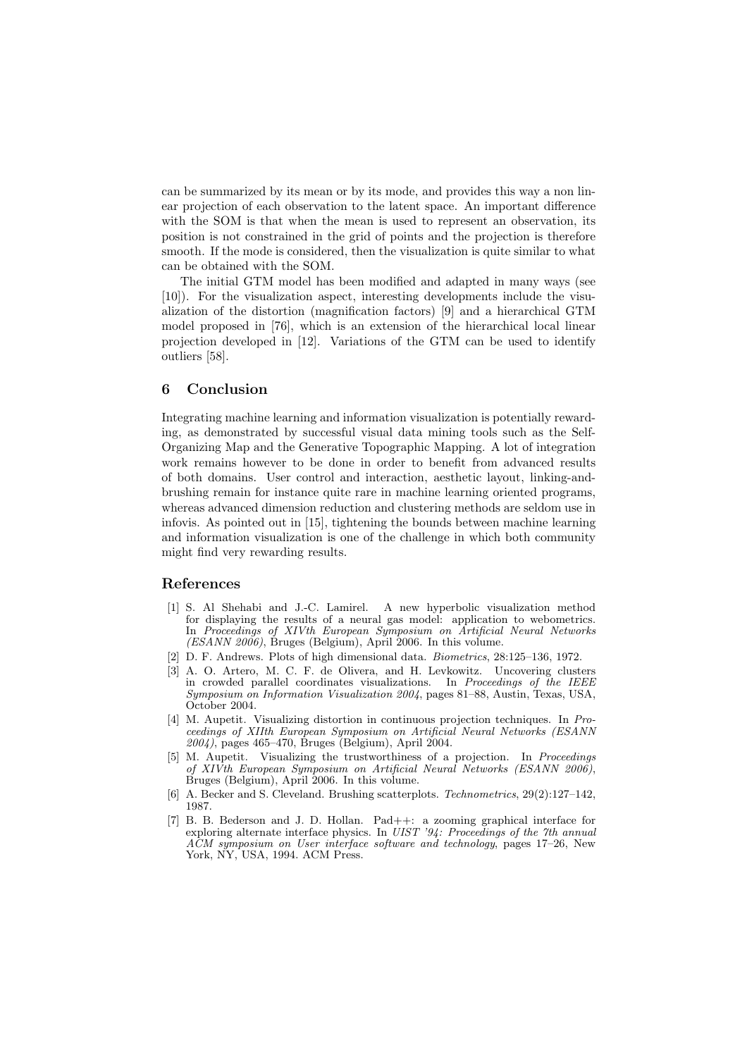can be summarized by its mean or by its mode, and provides this way a non linear projection of each observation to the latent space. An important difference with the SOM is that when the mean is used to represent an observation, its position is not constrained in the grid of points and the projection is therefore smooth. If the mode is considered, then the visualization is quite similar to what can be obtained with the SOM.

The initial GTM model has been modified and adapted in many ways (see [10]). For the visualization aspect, interesting developments include the visualization of the distortion (magnification factors) [9] and a hierarchical GTM model proposed in [76], which is an extension of the hierarchical local linear projection developed in [12]. Variations of the GTM can be used to identify outliers [58].

## 6 Conclusion

Integrating machine learning and information visualization is potentially rewarding, as demonstrated by successful visual data mining tools such as the Self-Organizing Map and the Generative Topographic Mapping. A lot of integration work remains however to be done in order to benefit from advanced results of both domains. User control and interaction, aesthetic layout, linking-and-brushing remain for instance quite rare in machine learning oriented programs, whereas advanced dimension reduction and clustering methods are seldom use in infovis. As pointed out in [15], tightening the bounds between machine learning and information visualization is one of the challenge in which both community might find very rewarding results.

## References

- [1] S. Al Shehabi and J.-C. Lamirel. A new hyperbolic visualization method for displaying the results of a neural gas model: application to webometrics. In *Proceedings of XIVth European Symposium on Artificial Neural Networks (ESANN 2006)*, Bruges (Belgium), April 2006. In this volume.
- [2] D. F. Andrews. Plots of high dimensional data. *Biometrics*, 28:125–136, 1972.
- [3] A. O. Artero, M. C. F. de Olivera, and H. Levkowitz. Uncovering clusters in crowded parallel coordinates visualizations. In *Proceedings of the IEEE Symposium on Information Visualization 2004*, pages 81–88, Austin, Texas, USA, October 2004.
- [4] M. Aupetit. Visualizing distortion in continuous projection techniques. In *Proceedings of XIIth European Symposium on Artificial Neural Networks (ESANN 2004)*, pages 465–470, Bruges (Belgium), April 2004.
- [5] M. Aupetit. Visualizing the trustworthiness of a projection. In *Proceedings of XIVth European Symposium on Artificial Neural Networks (ESANN 2006)*, Bruges (Belgium), April 2006. In this volume.
- [6] A. Becker and S. Cleveland. Brushing scatterplots. *Technometrics*, 29(2):127–142, 1987.
- [7] B. B. Bederson and J. D. Hollan. Pad++: a zooming graphical interface for exploring alternate interface physics. In *UIST '94: Proceedings of the 7th annual ACM symposium on User interface software and technology*, pages 17–26, New York, NY, USA, 1994. ACM Press.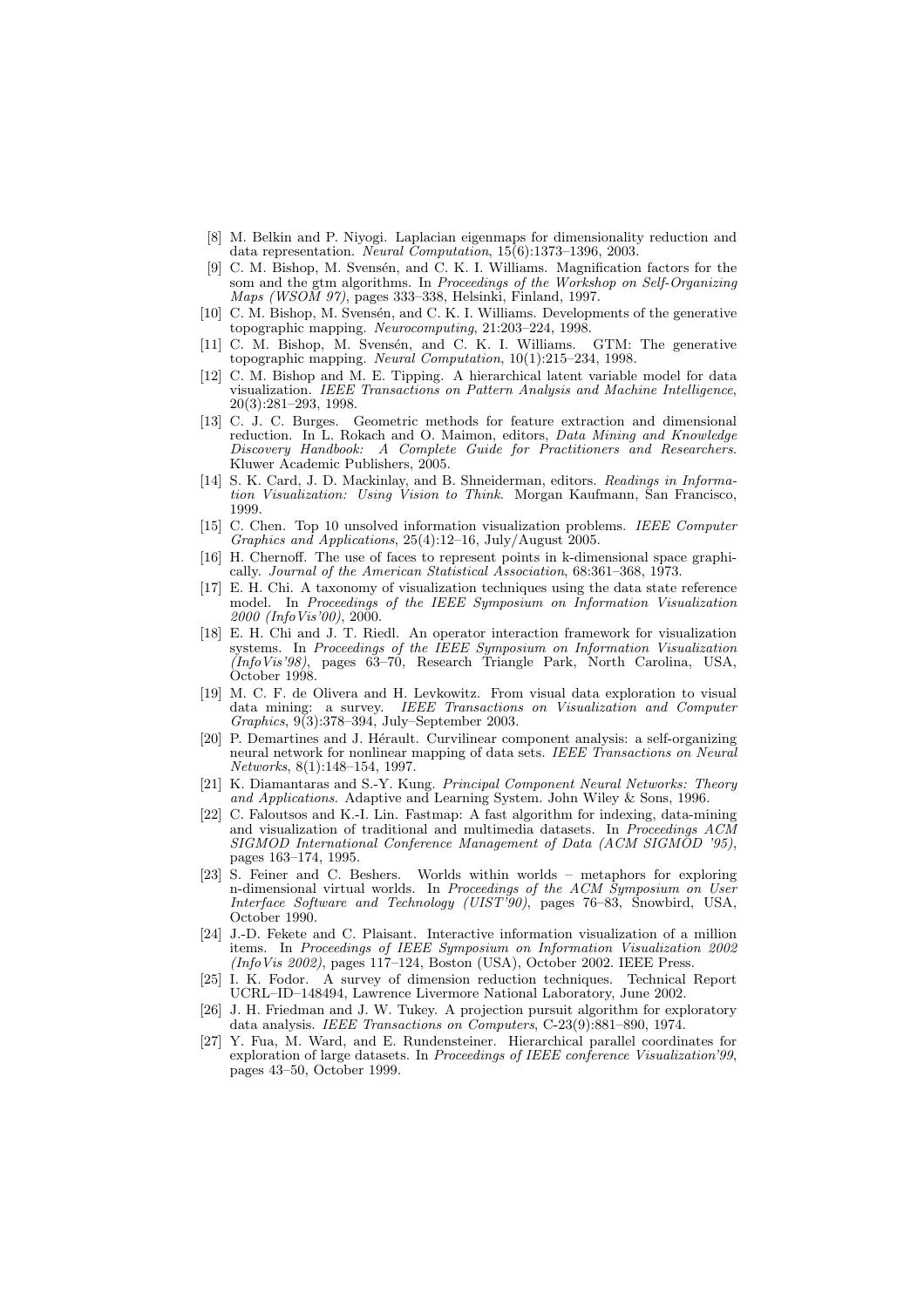[8] M. Belkin and P. Niyogi. Laplacian eigenmaps for dimensionality reduction and data representation. *Neural Computation*, 15(6):1373–1396, 2003.

[9] C. M. Bishop, M. Svensén, and C. K. I. Williams. Magnification factors for the som and the gtm algorithms. In *Proceedings of the Workshop on Self-Organizing Maps (WSOM 97)*, pages 333–338, Helsinki, Finland, 1997.

[10] C. M. Bishop, M. Svensén, and C. K. I. Williams. Developments of the generative topographic mapping. *Neurocomputing*, 21:203–224, 1998.

[11] C. M. Bishop, M. Svensén, and C. K. I. Williams. GTM: The generative topographic mapping. *Neural Computation*, 10(1):215–234, 1998.

[12] C. M. Bishop and M. E. Tipping. A hierarchical latent variable model for data visualization. *IEEE Transactions on Pattern Analysis and Machine Intelligence*, 20(3):281–293, 1998.

[13] C. J. C. Burges. Geometric methods for feature extraction and dimensional reduction. In L. Rokach and O. Maimon, editors, *Data Mining and Knowledge Discovery Handbook: A Complete Guide for Practitioners and Researchers*. Kluwer Academic Publishers, 2005.

[14] S. K. Card, J. D. Mackinlay, and B. Shneiderman, editors. *Readings in Information Visualization: Using Vision to Think*. Morgan Kaufmann, San Francisco, 1999.

[15] C. Chen. Top 10 unsolved information visualization problems. *IEEE Computer Graphics and Applications*, 25(4):12–16, July/August 2005.

[16] H. Chernoff. The use of faces to represent points in k-dimensional space graphically. *Journal of the American Statistical Association*, 68:361–368, 1973.

[17] E. H. Chi. A taxonomy of visualization techniques using the data state reference model. In *Proceedings of the IEEE Symposium on Information Visualization 2000 (InfoVis'00)*, 2000.

[18] E. H. Chi and J. T. Riedl. An operator interaction framework for visualization systems. In *Proceedings of the IEEE Symposium on Information Visualization (InfoVis'98)*, pages 63–70, Research Triangle Park, North Carolina, USA, October 1998.

[19] M. C. F. de Olivera and H. Levkowitz. From visual data exploration to visual data mining: a survey. *IEEE Transactions on Visualization and Computer Graphics*, 9(3):378–394, July–September 2003.

[20] P. Demartines and J. Hérault. Curvilinear component analysis: a self-organizing neural network for nonlinear mapping of data sets. *IEEE Transactions on Neural Networks*, 8(1):148–154, 1997.

[21] K. Diamantaras and S.-Y. Kung. *Principal Component Neural Networks: Theory and Applications*. Adaptive and Learning System. John Wiley & Sons, 1996.

[22] C. Faloutsos and K.-I. Lin. Fastmap: A fast algorithm for indexing, data-mining and visualization of traditional and multimedia datasets. In *Proceedings ACM SIGMOD International Conference Management of Data (ACM SIGMOD '95)*, pages 163–174, 1995.

[23] S. Feiner and C. Beshers. Worlds within worlds – metaphors for exploring n-dimensional virtual worlds. In *Proceedings of the ACM Symposium on User Interface Software and Technology (UIST'90)*, pages 76–83, Snowbird, USA, October 1990.

[24] J.-D. Fekete and C. Plaisant. Interactive information visualization of a million items. In *Proceedings of IEEE Symposium on Information Visualization 2002 (InfoVis 2002)*, pages 117–124, Boston (USA), October 2002. IEEE Press.

[25] I. K. Fodor. A survey of dimension reduction techniques. Technical Report UCRL–ID–148494, Lawrence Livermore National Laboratory, June 2002.

[26] J. H. Friedman and J. W. Tukey. A projection pursuit algorithm for exploratory data analysis. *IEEE Transactions on Computers*, C-23(9):881–890, 1974.

[27] Y. Fua, M. Ward, and E. Rundensteiner. Hierarchical parallel coordinates for exploration of large datasets. In *Proceedings of IEEE conference Visualization'99*, pages 43–50, October 1999.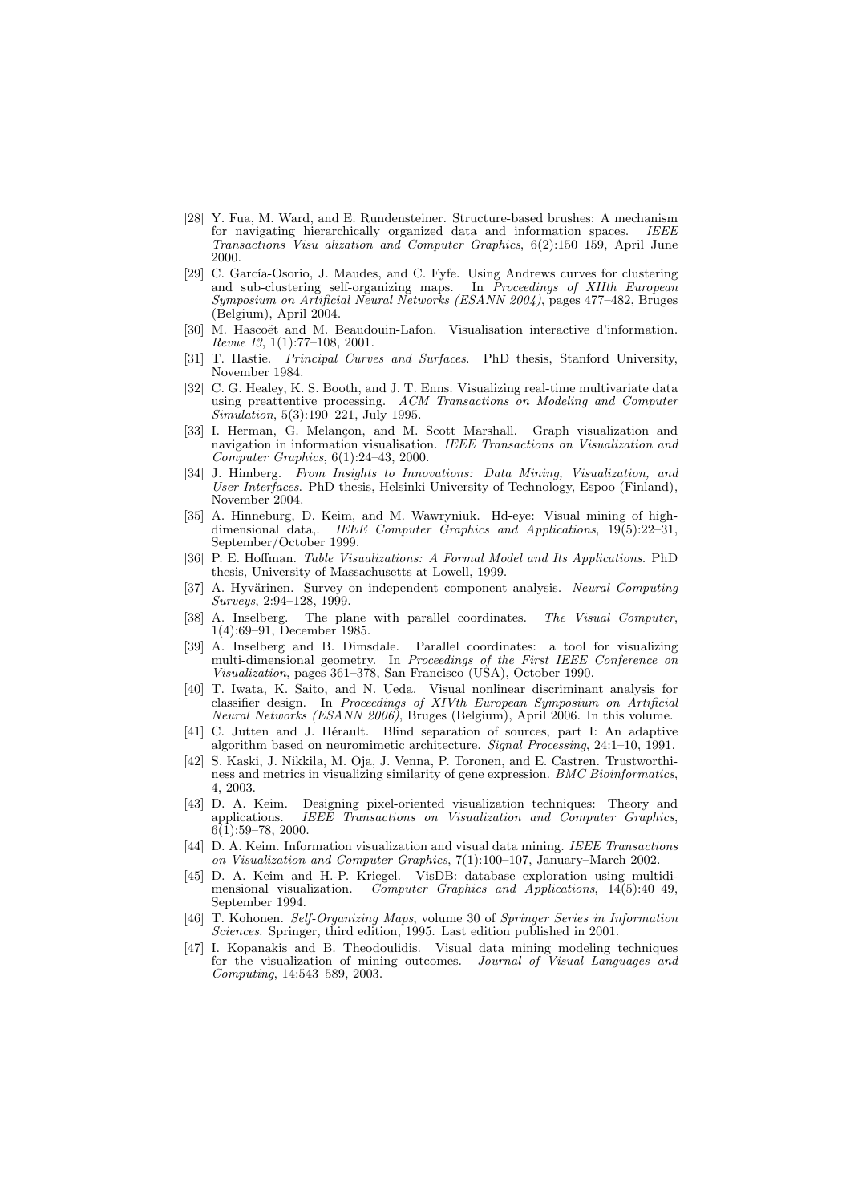- [28] Y. Fua, M. Ward, and E. Rundensteiner. Structure-based brushes: A mechanism for navigating hierarchically organized data and information spaces. *IEEE Transactions Visu alization and Computer Graphics*, 6(2):150–159, April–June 2000.
- [29] C. García-Osorio, J. Maudes, and C. Fyfe. Using Andrews curves for clustering and sub-clustering self-organizing maps. In *Proceedings of XIIth European Symposium on Artificial Neural Networks (ESANN 2004)*, pages 477–482, Bruges (Belgium), April 2004.
- [30] M. Hascoët and M. Beaudouin-Lafon. Visualisation interactive d'information. *Revue I3*, 1(1):77–108, 2001.
- [31] T. Hastie. *Principal Curves and Surfaces*. PhD thesis, Stanford University, November 1984.
- [32] C. G. Healey, K. S. Booth, and J. T. Enns. Visualizing real-time multivariate data using preattentive processing. *ACM Transactions on Modeling and Computer Simulation*, 5(3):190–221, July 1995.
- [33] I. Herman, G. Melançon, and M. Scott Marshall. Graph visualization and navigation in information visualisation. *IEEE Transactions on Visualization and Computer Graphics*, 6(1):24–43, 2000.
- [34] J. Himberg. *From Insights to Innovations: Data Mining, Visualization, and User Interfaces*. PhD thesis, Helsinki University of Technology, Espoo (Finland), November 2004.
- [35] A. Hinneburg, D. Keim, and M. Wawryniuk. Hd-eye: Visual mining of high-dimensional data,. *IEEE Computer Graphics and Applications*, 19(5):22–31, September/October 1999.
- [36] P. E. Hoffman. *Table Visualizations: A Formal Model and Its Applications*. PhD thesis, University of Massachusetts at Lowell, 1999.
- [37] A. Hyvärinen. Survey on independent component analysis. *Neural Computing Surveys*, 2:94–128, 1999.
- [38] A. Inselberg. The plane with parallel coordinates. *The Visual Computer*, 1(4):69–91, December 1985.
- [39] A. Inselberg and B. Dimsdale. Parallel coordinates: a tool for visualizing multi-dimensional geometry. In *Proceedings of the First IEEE Conference on Visualization*, pages 361–378, San Francisco (USA), October 1990.
- [40] T. Iwata, K. Saito, and N. Ueda. Visual nonlinear discriminant analysis for classifier design. In *Proceedings of XIVth European Symposium on Artificial Neural Networks (ESANN 2006)*, Bruges (Belgium), April 2006. In this volume.
- [41] C. Jutten and J. Hérault. Blind separation of sources, part I: An adaptive algorithm based on neuromimetic architecture. *Signal Processing*, 24:1–10, 1991.
- [42] S. Kaski, J. Nikkila, M. Oja, J. Venna, P. Toronen, and E. Castren. Trustworthiness and metrics in visualizing similarity of gene expression. *BMC Bioinformatics*, 4, 2003.
- [43] D. A. Keim. Designing pixel-oriented visualization techniques: Theory and applications. *IEEE Transactions on Visualization and Computer Graphics*, 6(1):59–78, 2000.
- [44] D. A. Keim. Information visualization and visual data mining. *IEEE Transactions on Visualization and Computer Graphics*, 7(1):100–107, January–March 2002.
- [45] D. A. Keim and H.-P. Kriegel. VisDB: database exploration using multidimensional visualization. *Computer Graphics and Applications*, 14(5):40–49, September 1994.
- [46] T. Kohonen. *Self-Organizing Maps*, volume 30 of *Springer Series in Information Sciences*. Springer, third edition, 1995. Last edition published in 2001.
- [47] I. Kopanakis and B. Theodoulidis. Visual data mining modeling techniques for the visualization of mining outcomes. *Journal of Visual Languages and Computing*, 14:543–589, 2003.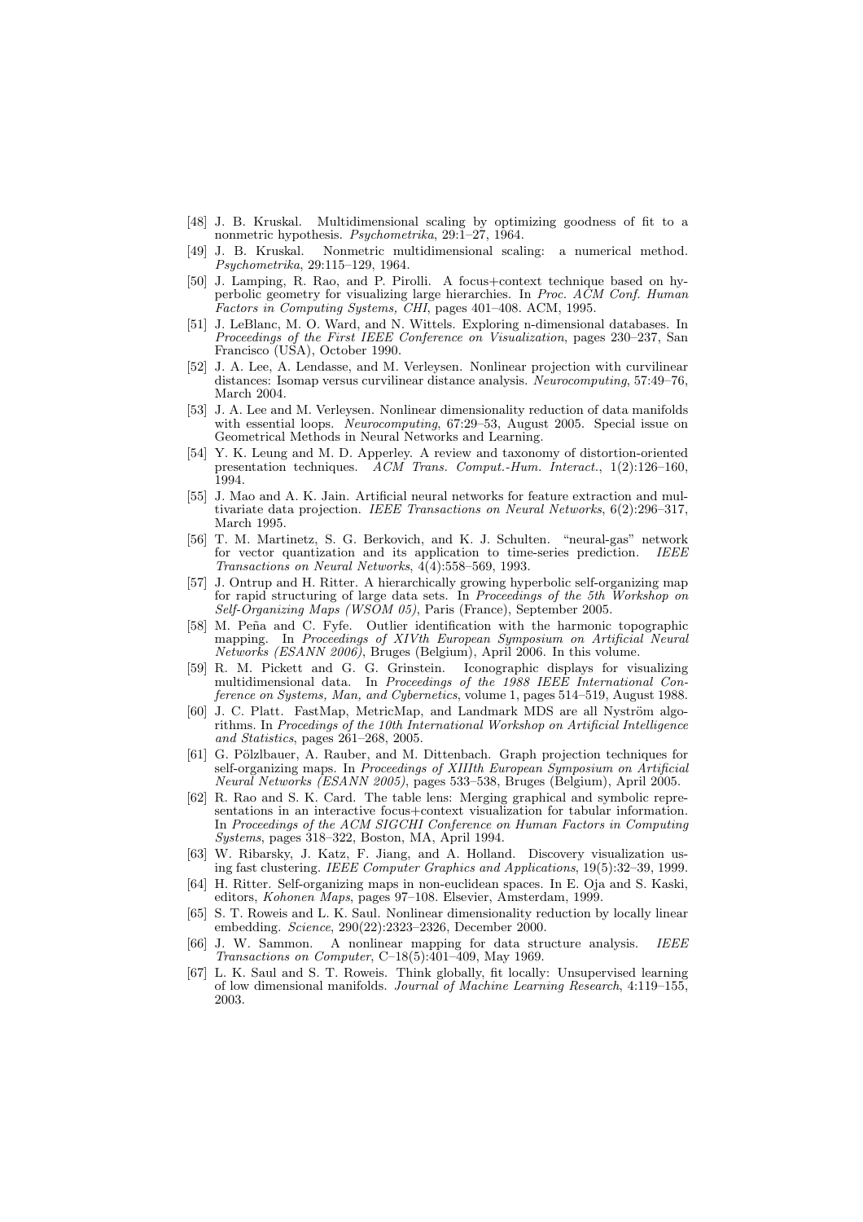[48] J. B. Kruskal. Multidimensional scaling by optimizing goodness of fit to a nonmetric hypothesis. *Psychometrika*, 29:1–27, 1964.

[49] J. B. Kruskal. Nonmetric multidimensional scaling: a numerical method. *Psychometrika*, 29:115–129, 1964.

[50] J. Lamping, R. Rao, and P. Pirolli. A focus+context technique based on hyperbolic geometry for visualizing large hierarchies. In *Proc. ACM Conf. Human Factors in Computing Systems, CHI*, pages 401–408. ACM, 1995.

[51] J. LeBlanc, M. O. Ward, and N. Wittels. Exploring n-dimensional databases. In *Proceedings of the First IEEE Conference on Visualization*, pages 230–237, San Francisco (USA), October 1990.

[52] J. A. Lee, A. Lendasse, and M. Verleysen. Nonlinear projection with curvilinear distances: Isomap versus curvilinear distance analysis. *Neurocomputing*, 57:49–76, March 2004.

[53] J. A. Lee and M. Verleysen. Nonlinear dimensionality reduction of data manifolds with essential loops. *Neurocomputing*, 67:29–53, August 2005. Special issue on Geometrical Methods in Neural Networks and Learning.

[54] Y. K. Leung and M. D. Apperley. A review and taxonomy of distortion-oriented presentation techniques. *ACM Trans. Comput.-Hum. Interact.*, 1(2):126–160, 1994.

[55] J. Mao and A. K. Jain. Artificial neural networks for feature extraction and multivariate data projection. *IEEE Transactions on Neural Networks*, 6(2):296–317, March 1995.

[56] T. M. Martinetz, S. G. Berkovich, and K. J. Schulten. "neural-gas" network for vector quantization and its application to time-series prediction. *IEEE Transactions on Neural Networks*, 4(4):558–569, 1993.

[57] J. Ontrup and H. Ritter. A hierarchically growing hyperbolic self-organizing map for rapid structuring of large data sets. In *Proceedings of the 5th Workshop on Self-Organizing Maps (WSOM 05)*, Paris (France), September 2005.

[58] M. Peña and C. Fyfe. Outlier identification with the harmonic topographic mapping. In *Proceedings of XIVth European Symposium on Artificial Neural Networks (ESANN 2006)*, Bruges (Belgium), April 2006. In this volume.

[59] R. M. Pickett and G. G. Grinstein. Iconographic displays for visualizing multidimensional data. In *Proceedings of the 1988 IEEE International Conference on Systems, Man, and Cybernetics*, volume 1, pages 514–519, August 1988.

[60] J. C. Platt. FastMap, MetricMap, and Landmark MDS are all Nyström algorithms. In *Procedings of the 10th International Workshop on Artificial Intelligence and Statistics*, pages 261–268, 2005.

[61] G. Pölzlbauer, A. Rauber, and M. Dittenbach. Graph projection techniques for self-organizing maps. In *Proceedings of XIIIth European Symposium on Artificial Neural Networks (ESANN 2005)*, pages 533–538, Bruges (Belgium), April 2005.

[62] R. Rao and S. K. Card. The table lens: Merging graphical and symbolic representations in an interactive focus+context visualization for tabular information. In *Proceedings of the ACM SIGCHI Conference on Human Factors in Computing Systems*, pages 318–322, Boston, MA, April 1994.

[63] W. Ribarsky, J. Katz, F. Jiang, and A. Holland. Discovery visualization using fast clustering. *IEEE Computer Graphics and Applications*, 19(5):32–39, 1999.

[64] H. Ritter. Self-organizing maps in non-euclidean spaces. In E. Oja and S. Kaski, editors, *Kohonen Maps*, pages 97–108. Elsevier, Amsterdam, 1999.

[65] S. T. Roweis and L. K. Saul. Nonlinear dimensionality reduction by locally linear embedding. *Science*, 290(22):2323–2326, December 2000.

[66] J. W. Sammon. A nonlinear mapping for data structure analysis. *IEEE Transactions on Computer*, C–18(5):401–409, May 1969.

[67] L. K. Saul and S. T. Roweis. Think globally, fit locally: Unsupervised learning of low dimensional manifolds. *Journal of Machine Learning Research*, 4:119–155, 2003.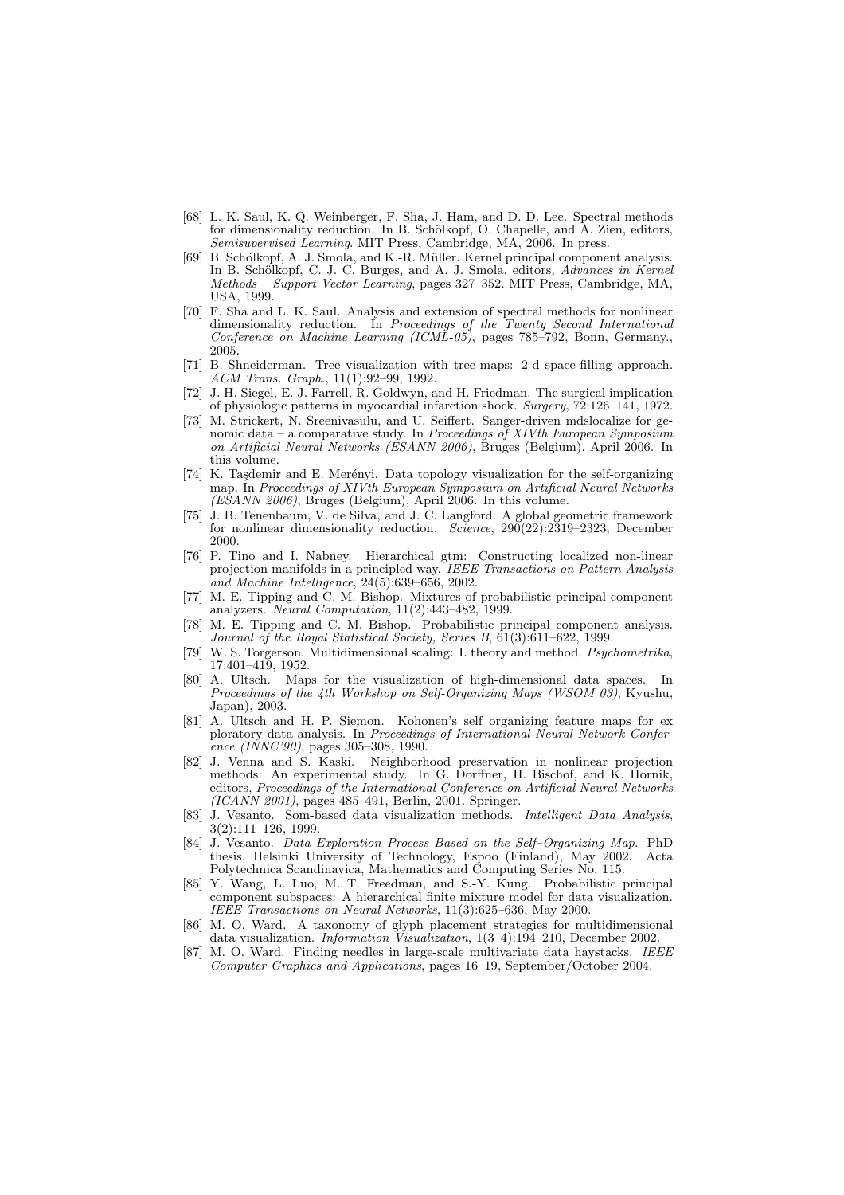[68] L. K. Saul, K. Q. Weinberger, F. Sha, J. Ham, and D. D. Lee. Spectral methods for dimensionality reduction. In B. Schölkopf, O. Chapelle, and A. Zien, editors, *Semisupervised Learning*. MIT Press, Cambridge, MA, 2006. In press.

[69] B. Schölkopf, A. J. Smola, and K.-R. Müller. Kernel principal component analysis. In B. Schölkopf, C. J. C. Burges, and A. J. Smola, editors, *Advances in Kernel Methods – Support Vector Learning*, pages 327–352. MIT Press, Cambridge, MA, USA, 1999.

[70] F. Sha and L. K. Saul. Analysis and extension of spectral methods for nonlinear dimensionality reduction. In *Proceedings of the Twenty Second International Conference on Machine Learning (ICML-05)*, pages 785–792, Bonn, Germany., 2005.

[71] B. Shneiderman. Tree visualization with tree-maps: 2-d space-filling approach. *ACM Trans. Graph.*, 11(1):92–99, 1992.

[72] J. H. Siegel, E. J. Farrell, R. Goldwyn, and H. Friedman. The surgical implication of physiologic patterns in myocardial infarction shock. *Surgery*, 72:126–141, 1972.

[73] M. Strickert, N. Sreenivasulu, and U. Seiffert. Sanger-driven mdslocalize for genomic data – a comparative study. In *Proceedings of XIVth European Symposium on Artificial Neural Networks (ESANN 2006)*, Bruges (Belgium), April 2006. In this volume.

[74] K. Taşdemir and E. Merényi. Data topology visualization for the self-organizing map. In *Proceedings of XIVth European Symposium on Artificial Neural Networks (ESANN 2006)*, Bruges (Belgium), April 2006. In this volume.

[75] J. B. Tenenbaum, V. de Silva, and J. C. Langford. A global geometric framework for nonlinear dimensionality reduction. *Science*, 290(22):2319–2323, December 2000.

[76] P. Tino and I. Nabney. Hierarchical gtm: Constructing localized non-linear projection manifolds in a principled way. *IEEE Transactions on Pattern Analysis and Machine Intelligence*, 24(5):639–656, 2002.

[77] M. E. Tipping and C. M. Bishop. Mixtures of probabilistic principal component analyzers. *Neural Computation*, 11(2):443–482, 1999.

[78] M. E. Tipping and C. M. Bishop. Probabilistic principal component analysis. *Journal of the Royal Statistical Society, Series B*, 61(3):611–622, 1999.

[79] W. S. Torgerson. Multidimensional scaling: I. theory and method. *Psychometrika*, 17:401–419, 1952.

[80] A. Ultsch. Maps for the visualization of high-dimensional data spaces. In *Proceedings of the 4th Workshop on Self-Organizing Maps (WSOM 03)*, Kyushu, Japan), 2003.

[81] A. Ultsch and H. P. Siemon. Kohonen's self organizing feature maps for ex ploratory data analysis. In *Proceedings of International Neural Network Conference (INNC'90)*, pages 305–308, 1990.

[82] J. Venna and S. Kaski. Neighborhood preservation in nonlinear projection methods: An experimental study. In G. Dorffner, H. Bischof, and K. Hornik, editors, *Proceedings of the International Conference on Artificial Neural Networks (ICANN 2001)*, pages 485–491, Berlin, 2001. Springer.

[83] J. Vesanto. Som-based data visualization methods. *Intelligent Data Analysis*, 3(2):111–126, 1999.

[84] J. Vesanto. *Data Exploration Process Based on the Self–Organizing Map*. PhD thesis, Helsinki University of Technology, Espoo (Finland), May 2002. Acta Polytechnica Scandinavica, Mathematics and Computing Series No. 115.

[85] Y. Wang, L. Luo, M. T. Freedman, and S.-Y. Kung. Probabilistic principal component subspaces: A hierarchical finite mixture model for data visualization. *IEEE Transactions on Neural Networks*, 11(3):625–636, May 2000.

[86] M. O. Ward. A taxonomy of glyph placement strategies for multidimensional data visualization. *Information Visualization*, 1(3–4):194–210, December 2002.

[87] M. O. Ward. Finding needles in large-scale multivariate data haystacks. *IEEE Computer Graphics and Applications*, pages 16–19, September/October 2004.